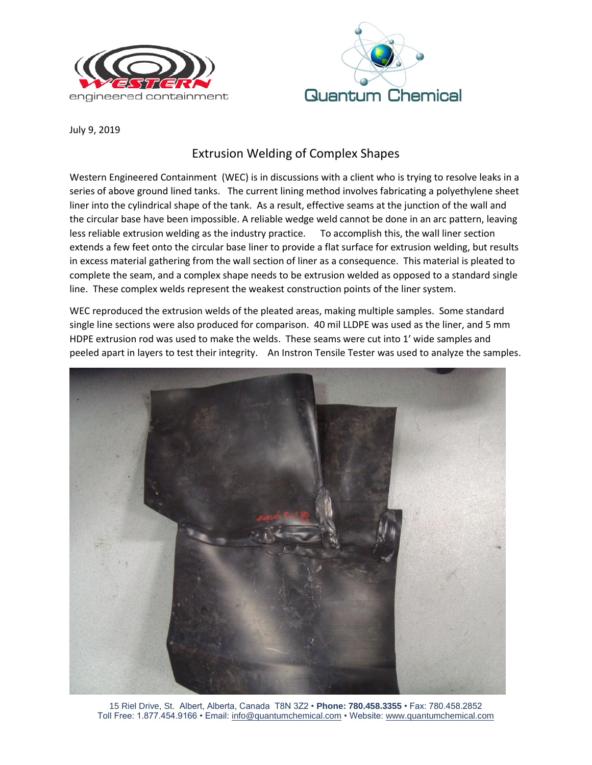July 9, 2019

## Extrusion Welding of Complex Shapes

Western Engineered Containment (WEC) is in discussions with a client who is trying to resolve leaks in a series of above ground lined tanks. The current lining method involves fabricating a polyethylene sheet liner into the cylindrical shape of the tank. As a result, effective seams at the junction of the wall and the circular base have been impossible. A reliable wedge weld cannot be done in an arc pattern, leaving less reliable extrusion welding as the industry practice. To accomplish this, the wall liner section extends a few feet onto the circular base liner to provide a flat surface for extrusion welding, but results in excess material gathering from the wall section of liner as a consequence. This material is pleated to complete the seam, and a complex shape needs to be extrusion welded as opposed to a standard single line. These complex welds represent the weakest construction points of the liner system.

WEC reproduced the extrusion welds of the pleated areas, making multiple samples. Some standard single line sections were also produced for comparison. 40 mil LLDPE was used as the liner, and 5 mm HDPE extrusion rod was used to make the welds. These seams were cut into 1' wide samples and peeled apart in layers to test their integrity. An Instron Tensile Tester was used to analyze the samples.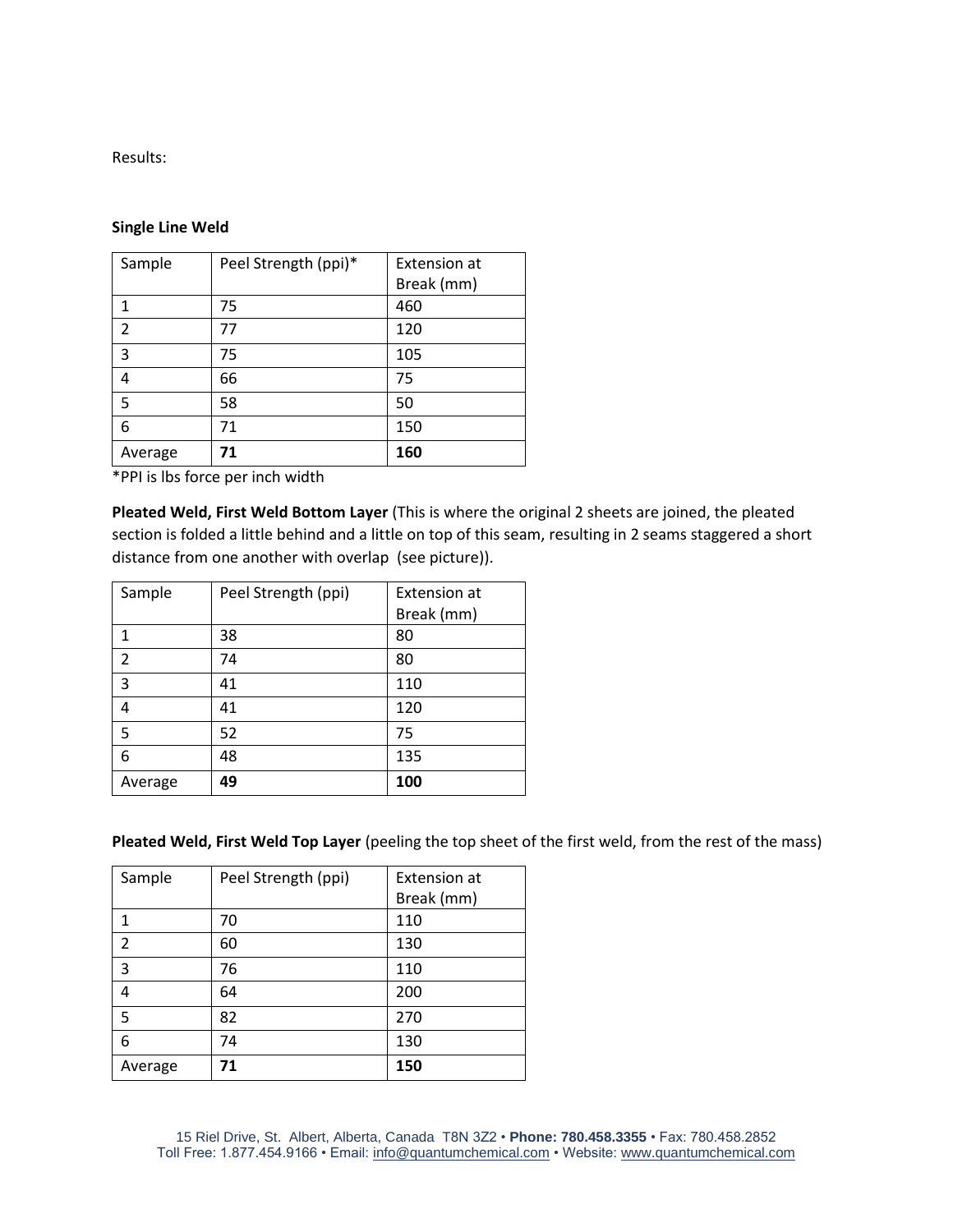Results:

**Single Line Weld**

| Sample | Peel Strength (ppi)* | Extension at Break (mm) |
| --- | --- | --- |
| 1 | 75 | 460 |
| 2 | 77 | 120 |
| 3 | 75 | 105 |
| 4 | 66 | 75 |
| 5 | 58 | 50 |
| 6 | 71 | 150 |
| Average | **71** | **160** |

*PPI is lbs force per inch width

**Pleated Weld, First Weld Bottom Layer** (This is where the original 2 sheets are joined, the pleated section is folded a little behind and a little on top of this seam, resulting in 2 seams staggered a short distance from one another with overlap (see picture)).

| Sample | Peel Strength (ppi) | Extension at Break (mm) |
| --- | --- | --- |
| 1 | 38 | 80 |
| 2 | 74 | 80 |
| 3 | 41 | 110 |
| 4 | 41 | 120 |
| 5 | 52 | 75 |
| 6 | 48 | 135 |
| Average | **49** | **100** |

**Pleated Weld, First Weld Top Layer** (peeling the top sheet of the first weld, from the rest of the mass)

| Sample | Peel Strength (ppi) | Extension at Break (mm) |
| --- | --- | --- |
| 1 | 70 | 110 |
| 2 | 60 | 130 |
| 3 | 76 | 110 |
| 4 | 64 | 200 |
| 5 | 82 | 270 |
| 6 | 74 | 130 |
| Average | **71** | **150** |

15 Riel Drive, St. Albert, Alberta, Canada T8N 3Z2 • **Phone: 780.458.3355** • Fax: 780.458.2852
Toll Free: 1.877.454.9166 • Email: info@quantumchemical.com • Website: www.quantumchemical.com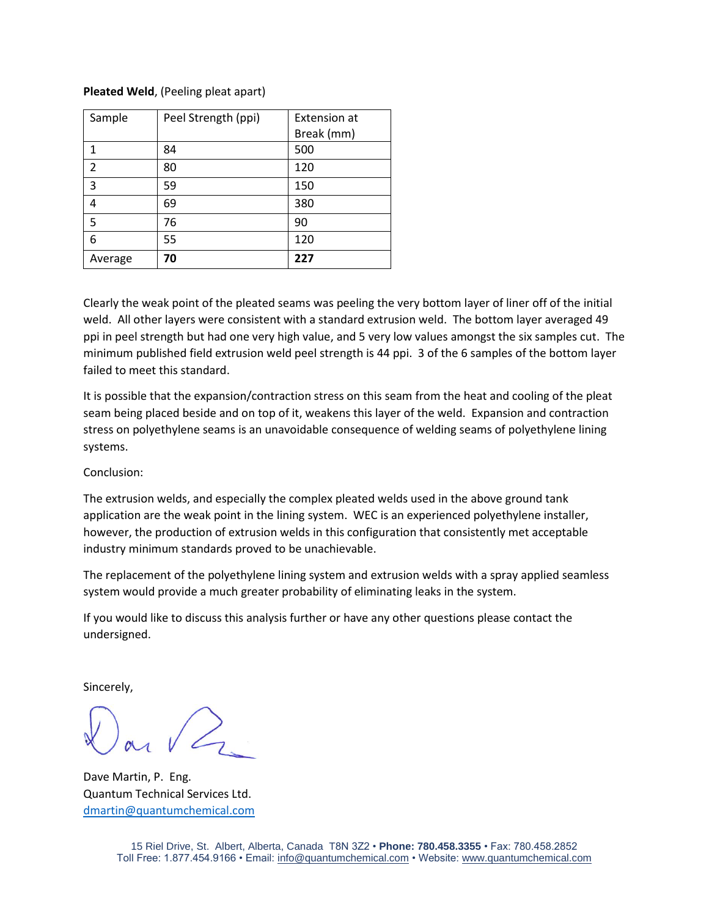**Pleated Weld**, (Peeling pleat apart)

| Sample | Peel Strength (ppi) | Extension at Break (mm) |
|---|---|---|
| 1 | 84 | 500 |
| 2 | 80 | 120 |
| 3 | 59 | 150 |
| 4 | 69 | 380 |
| 5 | 76 | 90 |
| 6 | 55 | 120 |
| Average | **70** | **227** |

Clearly the weak point of the pleated seams was peeling the very bottom layer of liner off of the initial weld. All other layers were consistent with a standard extrusion weld. The bottom layer averaged 49 ppi in peel strength but had one very high value, and 5 very low values amongst the six samples cut. The minimum published field extrusion weld peel strength is 44 ppi. 3 of the 6 samples of the bottom layer failed to meet this standard.

It is possible that the expansion/contraction stress on this seam from the heat and cooling of the pleat seam being placed beside and on top of it, weakens this layer of the weld. Expansion and contraction stress on polyethylene seams is an unavoidable consequence of welding seams of polyethylene lining systems.

Conclusion:

The extrusion welds, and especially the complex pleated welds used in the above ground tank application are the weak point in the lining system. WEC is an experienced polyethylene installer, however, the production of extrusion welds in this configuration that consistently met acceptable industry minimum standards proved to be unachievable.

The replacement of the polyethylene lining system and extrusion welds with a spray applied seamless system would provide a much greater probability of eliminating leaks in the system.

If you would like to discuss this analysis further or have any other questions please contact the undersigned.

Sincerely,

Dave Martin, P. Eng.
Quantum Technical Services Ltd.
dmartin@quantumchemical.com

15 Riel Drive, St. Albert, Alberta, Canada T8N 3Z2 • **Phone: 780.458.3355** • Fax: 780.458.2852
Toll Free: 1.877.454.9166 • Email: info@quantumchemical.com • Website: www.quantumchemical.com